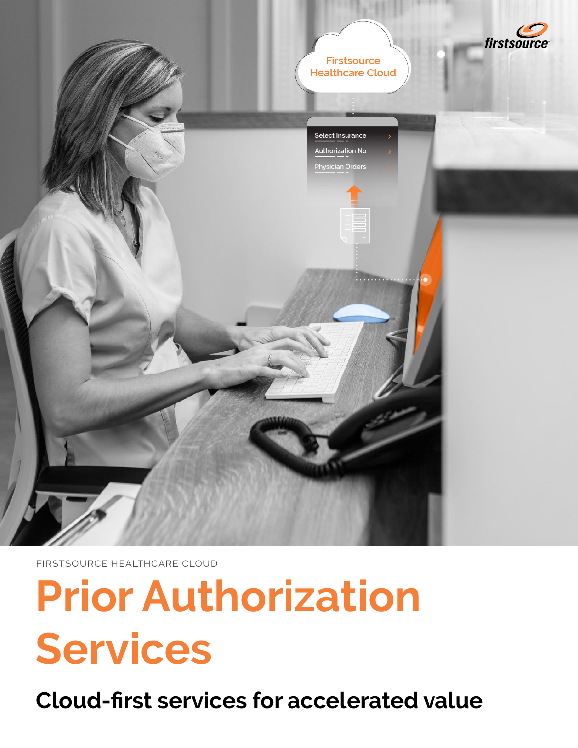FIRSTSOURCE HEALTHCARE CLOUD

# Prior Authorization Services

## Cloud-first services for accelerated value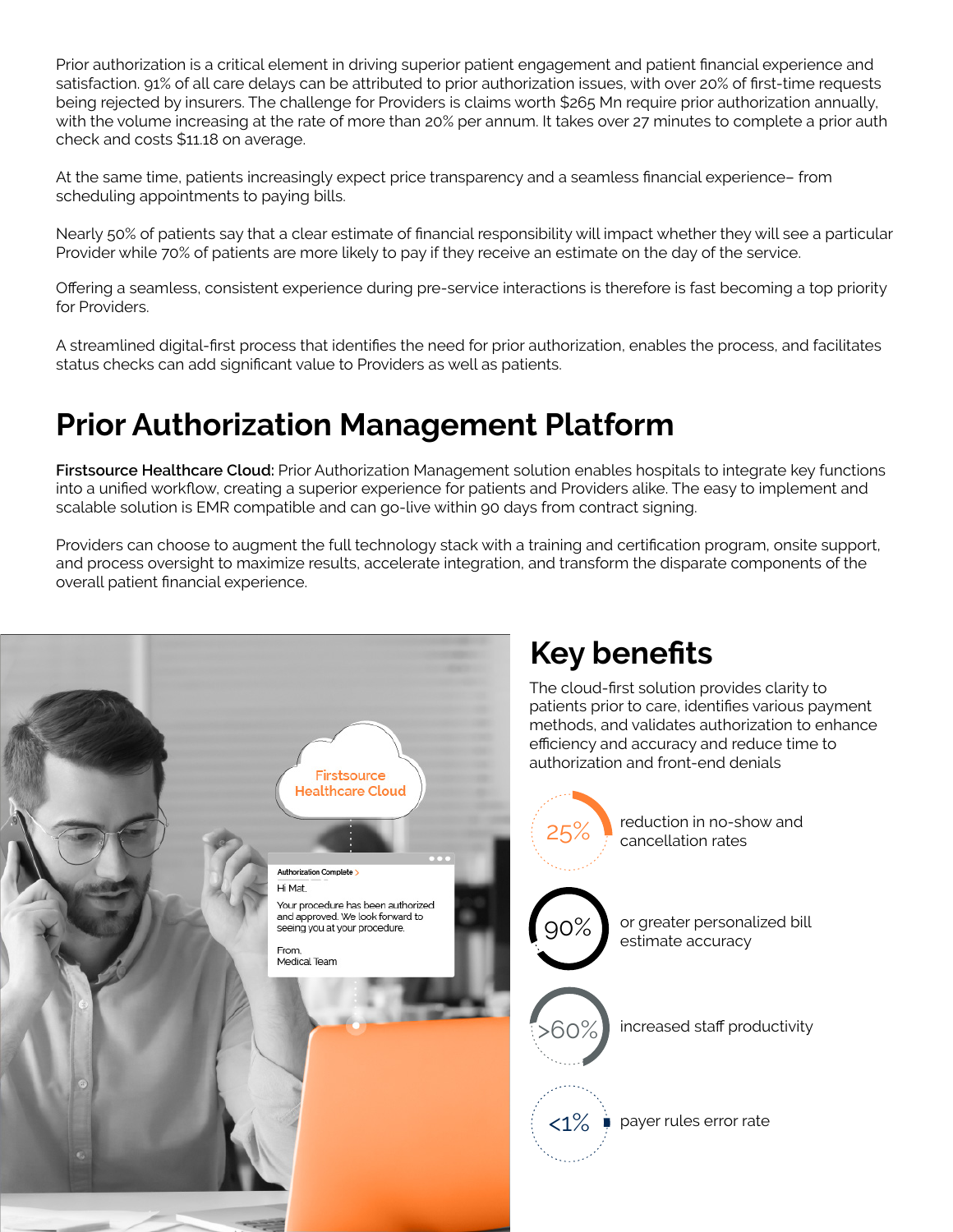Prior authorization is a critical element in driving superior patient engagement and patient financial experience and satisfaction. 91% of all care delays can be attributed to prior authorization issues, with over 20% of first-time requests being rejected by insurers. The challenge for Providers is claims worth $265 Mn require prior authorization annually, with the volume increasing at the rate of more than 20% per annum. It takes over 27 minutes to complete a prior auth check and costs $11.18 on average.

At the same time, patients increasingly expect price transparency and a seamless financial experience– from scheduling appointments to paying bills.

Nearly 50% of patients say that a clear estimate of financial responsibility will impact whether they will see a particular Provider while 70% of patients are more likely to pay if they receive an estimate on the day of the service.

Offering a seamless, consistent experience during pre-service interactions is therefore is fast becoming a top priority for Providers.

A streamlined digital-first process that identifies the need for prior authorization, enables the process, and facilitates status checks can add significant value to Providers as well as patients.

# Prior Authorization Management Platform

**Firstsource Healthcare Cloud:** Prior Authorization Management solution enables hospitals to integrate key functions into a unified workflow, creating a superior experience for patients and Providers alike. The easy to implement and scalable solution is EMR compatible and can go-live within 90 days from contract signing.

Providers can choose to augment the full technology stack with a training and certification program, onsite support, and process oversight to maximize results, accelerate integration, and transform the disparate components of the overall patient financial experience.

## Key benefits

The cloud-first solution provides clarity to patients prior to care, identifies various payment methods, and validates authorization to enhance efficiency and accuracy and reduce time to authorization and front-end denials

- **25%** reduction in no-show and cancellation rates
- **90%** or greater personalized bill estimate accuracy
- **>60%** increased staff productivity
- **<1%** payer rules error rate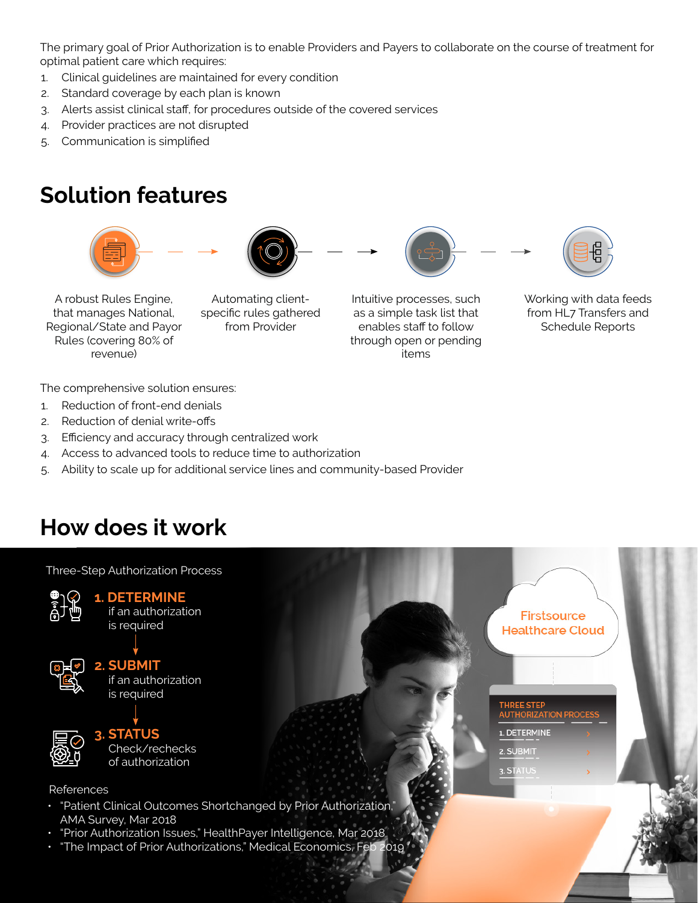The primary goal of Prior Authorization is to enable Providers and Payers to collaborate on the course of treatment for optimal patient care which requires:

1. Clinical guidelines are maintained for every condition
2. Standard coverage by each plan is known
3. Alerts assist clinical staff, for procedures outside of the covered services
4. Provider practices are not disrupted
5. Communication is simplified

## Solution features

A robust Rules Engine, that manages National, Regional/State and Payor Rules (covering 80% of revenue)

Automating client-specific rules gathered from Provider

Intuitive processes, such as a simple task list that enables staff to follow through open or pending items

Working with data feeds from HL7 Transfers and Schedule Reports

The comprehensive solution ensures:

1. Reduction of front-end denials
2. Reduction of denial write-offs
3. Efficiency and accuracy through centralized work
4. Access to advanced tools to reduce time to authorization
5. Ability to scale up for additional service lines and community-based Provider

## How does it work

Three-Step Authorization Process

**1. DETERMINE** if an authorization is required

**2. SUBMIT** if an authorization is required

**3. STATUS** Check/rechecks of authorization

Firstsource Healthcare Cloud

THREE STEP AUTHORIZATION PROCESS

1. DETERMINE
2. SUBMIT
3. STATUS

References

- "Patient Clinical Outcomes Shortchanged by Prior Authorization," AMA Survey, Mar 2018
- "Prior Authorization Issues," HealthPayer Intelligence, Mar 2018
- "The Impact of Prior Authorizations," Medical Economics, Feb 2019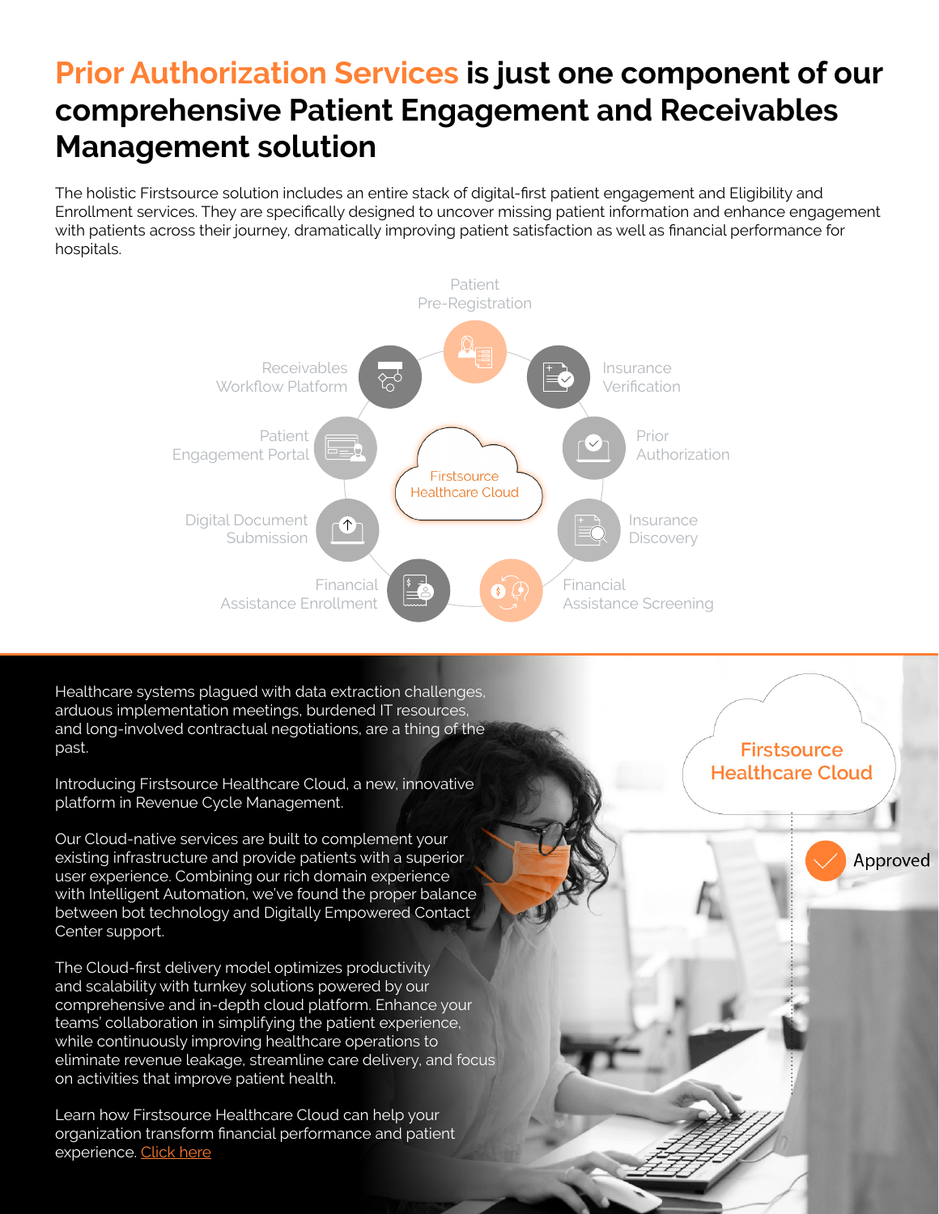# Prior Authorization Services is just one component of our comprehensive Patient Engagement and Receivables Management solution

The holistic Firstsource solution includes an entire stack of digital-first patient engagement and Eligibility and Enrollment services. They are specifically designed to uncover missing patient information and enhance engagement with patients across their journey, dramatically improving patient satisfaction as well as financial performance for hospitals.

Patient Pre-Registration

Insurance Verification

Prior Authorization

Insurance Discovery

Financial Assistance Screening

Financial Assistance Enrollment

Digital Document Submission

Patient Engagement Portal

Receivables Workflow Platform

Firstsource Healthcare Cloud

Healthcare systems plagued with data extraction challenges, arduous implementation meetings, burdened IT resources, and long-involved contractual negotiations, are a thing of the past.

Introducing Firstsource Healthcare Cloud, a new, innovative platform in Revenue Cycle Management.

Our Cloud-native services are built to complement your existing infrastructure and provide patients with a superior user experience. Combining our rich domain experience with Intelligent Automation, we've found the proper balance between bot technology and Digitally Empowered Contact Center support.

The Cloud-first delivery model optimizes productivity and scalability with turnkey solutions powered by our comprehensive and in-depth cloud platform. Enhance your teams' collaboration in simplifying the patient experience, while continuously improving healthcare operations to eliminate revenue leakage, streamline care delivery, and focus on activities that improve patient health.

Learn how Firstsource Healthcare Cloud can help your organization transform financial performance and patient experience. Click here

Firstsource Healthcare Cloud

Approved